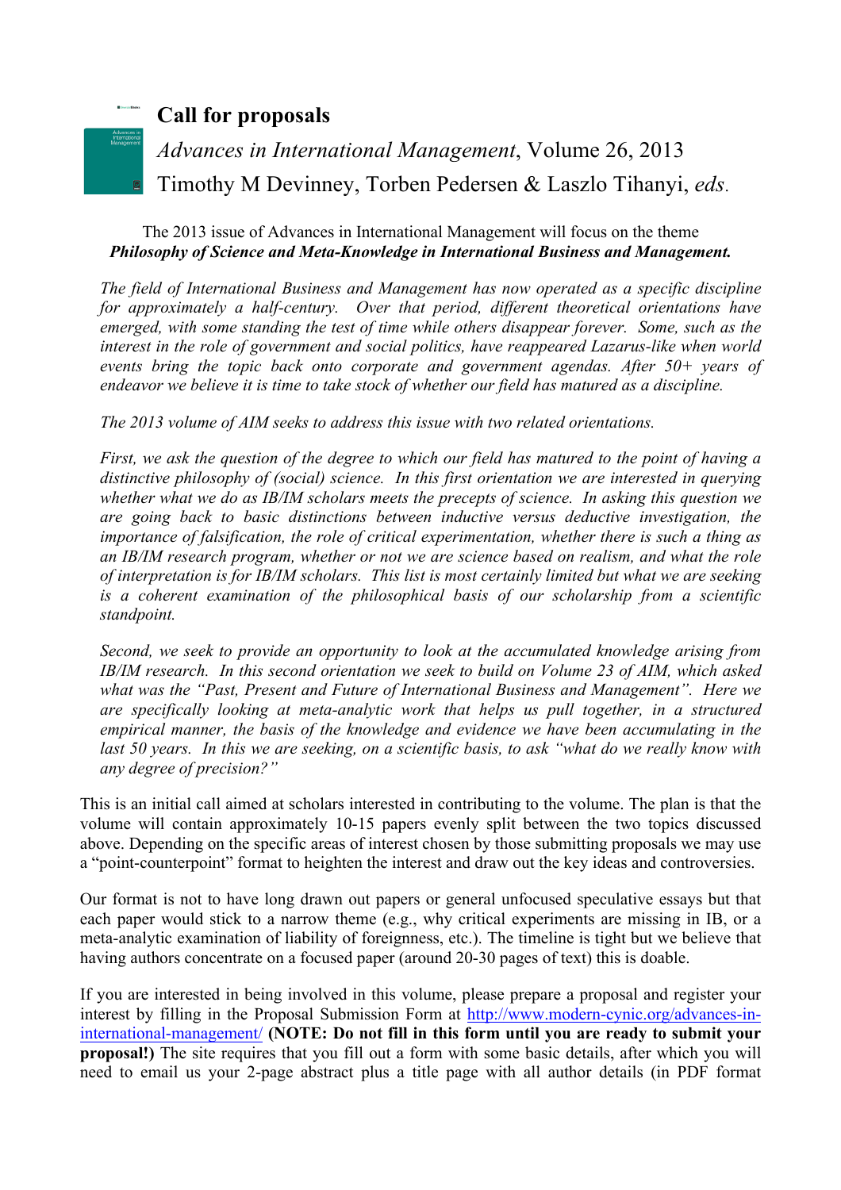# Call for proposals

*Advances in International Management*, Volume 26, 2013

Timothy M Devinney, Torben Pedersen & Laszlo Tihanyi, *eds*.

The 2013 issue of Advances in International Management will focus on the theme ***Philosophy of Science and Meta-Knowledge in International Business and Management.***

*The field of International Business and Management has now operated as a specific discipline for approximately a half-century. Over that period, different theoretical orientations have emerged, with some standing the test of time while others disappear forever. Some, such as the interest in the role of government and social politics, have reappeared Lazarus-like when world events bring the topic back onto corporate and government agendas. After 50+ years of endeavor we believe it is time to take stock of whether our field has matured as a discipline.*

*The 2013 volume of AIM seeks to address this issue with two related orientations.*

*First, we ask the question of the degree to which our field has matured to the point of having a distinctive philosophy of (social) science. In this first orientation we are interested in querying whether what we do as IB/IM scholars meets the precepts of science. In asking this question we are going back to basic distinctions between inductive versus deductive investigation, the importance of falsification, the role of critical experimentation, whether there is such a thing as an IB/IM research program, whether or not we are science based on realism, and what the role of interpretation is for IB/IM scholars. This list is most certainly limited but what we are seeking is a coherent examination of the philosophical basis of our scholarship from a scientific standpoint.*

*Second, we seek to provide an opportunity to look at the accumulated knowledge arising from IB/IM research. In this second orientation we seek to build on Volume 23 of AIM, which asked what was the "Past, Present and Future of International Business and Management". Here we are specifically looking at meta-analytic work that helps us pull together, in a structured empirical manner, the basis of the knowledge and evidence we have been accumulating in the last 50 years. In this we are seeking, on a scientific basis, to ask "what do we really know with any degree of precision?"*

This is an initial call aimed at scholars interested in contributing to the volume. The plan is that the volume will contain approximately 10-15 papers evenly split between the two topics discussed above. Depending on the specific areas of interest chosen by those submitting proposals we may use a "point-counterpoint" format to heighten the interest and draw out the key ideas and controversies.

Our format is not to have long drawn out papers or general unfocused speculative essays but that each paper would stick to a narrow theme (e.g., why critical experiments are missing in IB, or a meta-analytic examination of liability of foreignness, etc.). The timeline is tight but we believe that having authors concentrate on a focused paper (around 20-30 pages of text) this is doable.

If you are interested in being involved in this volume, please prepare a proposal and register your interest by filling in the Proposal Submission Form at [http://www.modern-cynic.org/advances-in-international-management/](http://www.modern-cynic.org/advances-in-international-management/) **(NOTE: Do not fill in this form until you are ready to submit your proposal!)** The site requires that you fill out a form with some basic details, after which you will need to email us your 2-page abstract plus a title page with all author details (in PDF format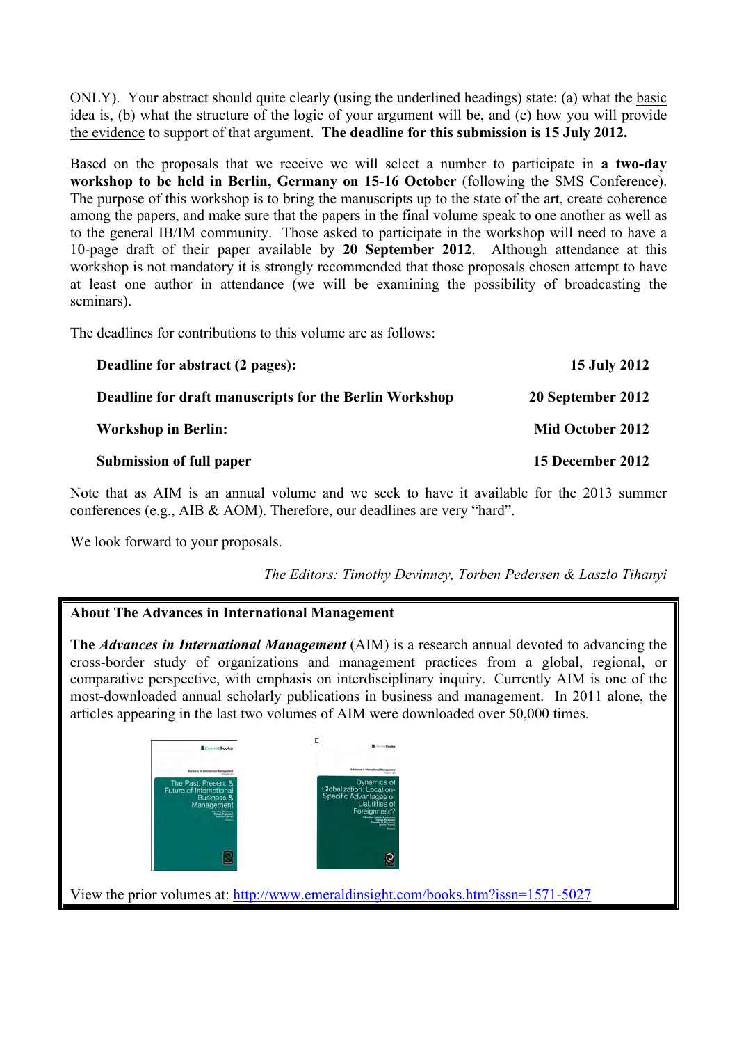ONLY). Your abstract should quite clearly (using the underlined headings) state: (a) what the basic idea is, (b) what the structure of the logic of your argument will be, and (c) how you will provide the evidence to support of that argument. **The deadline for this submission is 15 July 2012.**

Based on the proposals that we receive we will select a number to participate in **a two-day workshop to be held in Berlin, Germany on 15-16 October** (following the SMS Conference). The purpose of this workshop is to bring the manuscripts up to the state of the art, create coherence among the papers, and make sure that the papers in the final volume speak to one another as well as to the general IB/IM community. Those asked to participate in the workshop will need to have a 10-page draft of their paper available by **20 September 2012**. Although attendance at this workshop is not mandatory it is strongly recommended that those proposals chosen attempt to have at least one author in attendance (we will be examining the possibility of broadcasting the seminars).

The deadlines for contributions to this volume are as follows:

| | |
|---|---|
| **Deadline for abstract (2 pages):** | **15 July 2012** |
| **Deadline for draft manuscripts for the Berlin Workshop** | **20 September 2012** |
| **Workshop in Berlin:** | **Mid October 2012** |
| **Submission of full paper** | **15 December 2012** |

Note that as AIM is an annual volume and we seek to have it available for the 2013 summer conferences (e.g., AIB & AOM). Therefore, our deadlines are very "hard".

We look forward to your proposals.

*The Editors: Timothy Devinney, Torben Pedersen & Laszlo Tihanyi*

**About The Advances in International Management**

**The *Advances in International Management*** (AIM) is a research annual devoted to advancing the cross-border study of organizations and management practices from a global, regional, or comparative perspective, with emphasis on interdisciplinary inquiry. Currently AIM is one of the most-downloaded annual scholarly publications in business and management. In 2011 alone, the articles appearing in the last two volumes of AIM were downloaded over 50,000 times.

View the prior volumes at: http://www.emeraldinsight.com/books.htm?issn=1571-5027